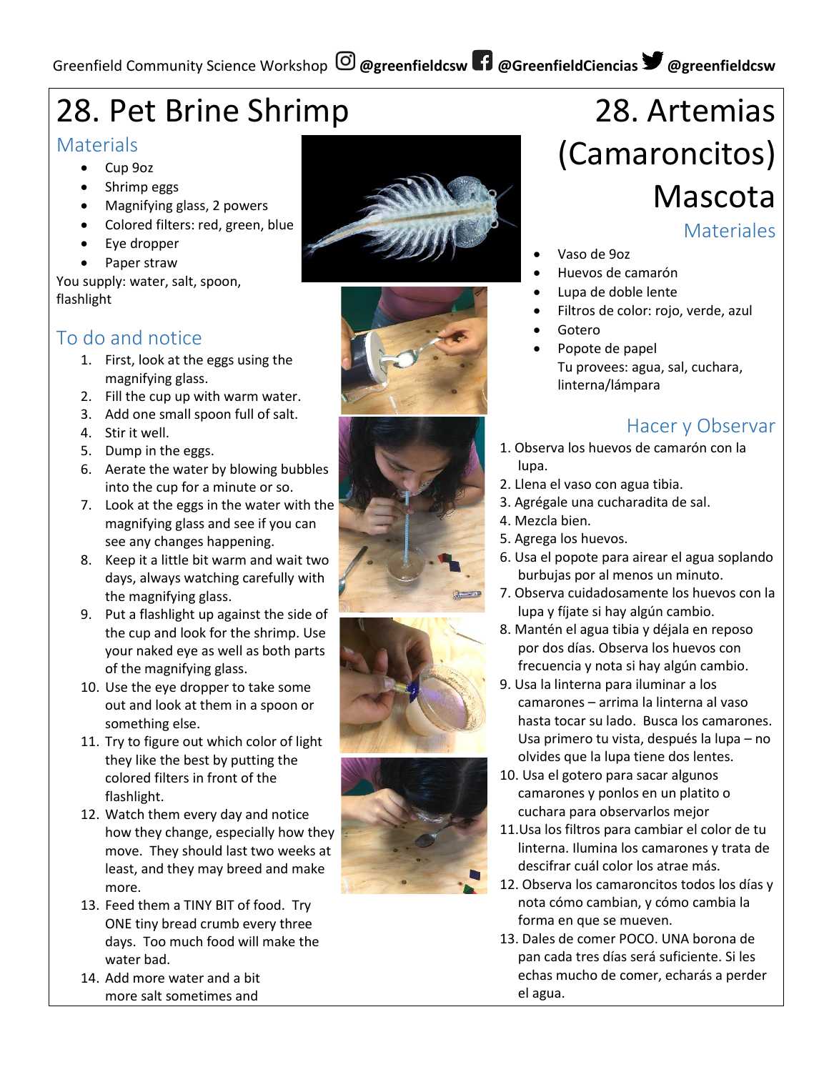Greenfield Community Science Workshop @greenfieldcsw @GreenfieldCiencias @greenfieldcsw

# 28. Pet Brine Shrimp

## Materials

- Cup 9oz
- Shrimp eggs
- Magnifying glass, 2 powers
- Colored filters: red, green, blue
- Eye dropper
- Paper straw

You supply: water, salt, spoon, flashlight

## To do and notice

1. First, look at the eggs using the magnifying glass.
2. Fill the cup up with warm water.
3. Add one small spoon full of salt.
4. Stir it well.
5. Dump in the eggs.
6. Aerate the water by blowing bubbles into the cup for a minute or so.
7. Look at the eggs in the water with the magnifying glass and see if you can see any changes happening.
8. Keep it a little bit warm and wait two days, always watching carefully with the magnifying glass.
9. Put a flashlight up against the side of the cup and look for the shrimp. Use your naked eye as well as both parts of the magnifying glass.
10. Use the eye dropper to take some out and look at them in a spoon or something else.
11. Try to figure out which color of light they like the best by putting the colored filters in front of the flashlight.
12. Watch them every day and notice how they change, especially how they move. They should last two weeks at least, and they may breed and make more.
13. Feed them a TINY BIT of food. Try ONE tiny bread crumb every three days. Too much food will make the water bad.
14. Add more water and a bit more salt sometimes and

# 28. Artemias (Camaroncitos) Mascota

## Materiales

- Vaso de 9oz
- Huevos de camarón
- Lupa de doble lente
- Filtros de color: rojo, verde, azul
- Gotero
- Popote de papel

  Tu provees: agua, sal, cuchara, linterna/lámpara

## Hacer y Observar

1. Observa los huevos de camarón con la lupa.
2. Llena el vaso con agua tibia.
3. Agrégale una cucharadita de sal.
4. Mezcla bien.
5. Agrega los huevos.
6. Usa el popote para airear el agua soplando burbujas por al menos un minuto.
7. Observa cuidadosamente los huevos con la lupa y fíjate si hay algún cambio.
8. Mantén el agua tibia y déjala en reposo por dos días. Observa los huevos con frecuencia y nota si hay algún cambio.
9. Usa la linterna para iluminar a los camarones – arrima la linterna al vaso hasta tocar su lado. Busca los camarones. Usa primero tu vista, después la lupa – no olvides que la lupa tiene dos lentes.
10. Usa el gotero para sacar algunos camarones y ponlos en un platito o cuchara para observarlos mejor
11. Usa los filtros para cambiar el color de tu linterna. Ilumina los camarones y trata de descifrar cuál color los atrae más.
12. Observa los camaroncitos todos los días y nota cómo cambian, y cómo cambia la forma en que se mueven.
13. Dales de comer POCO. UNA borona de pan cada tres días será suficiente. Si les echas mucho de comer, echarás a perder el agua.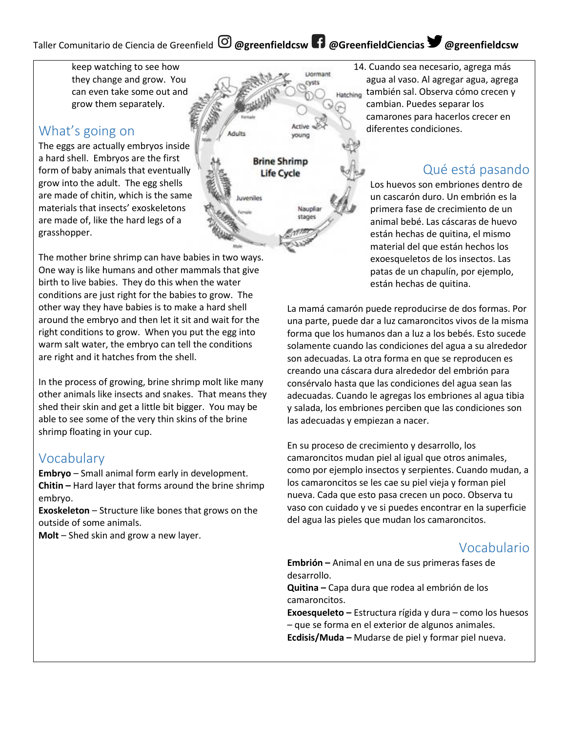keep watching to see how they change and grow. You can even take some out and grow them separately.

## What's going on

The eggs are actually embryos inside a hard shell. Embryos are the first form of baby animals that eventually grow into the adult. The egg shells are made of chitin, which is the same materials that insects' exoskeletons are made of, like the hard legs of a grasshopper.

Brine Shrimp Life Cycle

Dormant cysts

Hatching

Active young

Naupliar stages

Juveniles

Adults

Female

Male

The mother brine shrimp can have babies in two ways. One way is like humans and other mammals that give birth to live babies. They do this when the water conditions are just right for the babies to grow. The other way they have babies is to make a hard shell around the embryo and then let it sit and wait for the right conditions to grow. When you put the egg into warm salt water, the embryo can tell the conditions are right and it hatches from the shell.

In the process of growing, brine shrimp molt like many other animals like insects and snakes. That means they shed their skin and get a little bit bigger. You may be able to see some of the very thin skins of the brine shrimp floating in your cup.

## Vocabulary

**Embryo** – Small animal form early in development.
**Chitin –** Hard layer that forms around the brine shrimp embryo.
**Exoskeleton** – Structure like bones that grows on the outside of some animals.
**Molt** – Shed skin and grow a new layer.

14. Cuando sea necesario, agrega más agua al vaso. Al agregar agua, agrega también sal. Observa cómo crecen y cambian. Puedes separar los camarones para hacerlos crecer en diferentes condiciones.

## Qué está pasando

Los huevos son embriones dentro de un cascarón duro. Un embrión es la primera fase de crecimiento de un animal bebé. Las cáscaras de huevo están hechas de quitina, el mismo material del que están hechos los exoesqueletos de los insectos. Las patas de un chapulín, por ejemplo, están hechas de quitina.

La mamá camarón puede reproducirse de dos formas. Por una parte, puede dar a luz camaroncitos vivos de la misma forma que los humanos dan a luz a los bebés. Esto sucede solamente cuando las condiciones del agua a su alrededor son adecuadas. La otra forma en que se reproducen es creando una cáscara dura alrededor del embrión para consérvalo hasta que las condiciones del agua sean las adecuadas. Cuando le agregas los embriones al agua tibia y salada, los embriones perciben que las condiciones son las adecuadas y empiezan a nacer.

En su proceso de crecimiento y desarrollo, los camaroncitos mudan piel al igual que otros animales, como por ejemplo insectos y serpientes. Cuando mudan, a los camaroncitos se les cae su piel vieja y forman piel nueva. Cada que esto pasa crecen un poco. Observa tu vaso con cuidado y ve si puedes encontrar en la superficie del agua las pieles que mudan los camaroncitos.

## Vocabulario

**Embrión –** Animal en una de sus primeras fases de desarrollo.
**Quitina –** Capa dura que rodea al embrión de los camaroncitos.
**Exoesqueleto –** Estructura rígida y dura – como los huesos – que se forma en el exterior de algunos animales.
**Ecdisis/Muda –** Mudarse de piel y formar piel nueva.